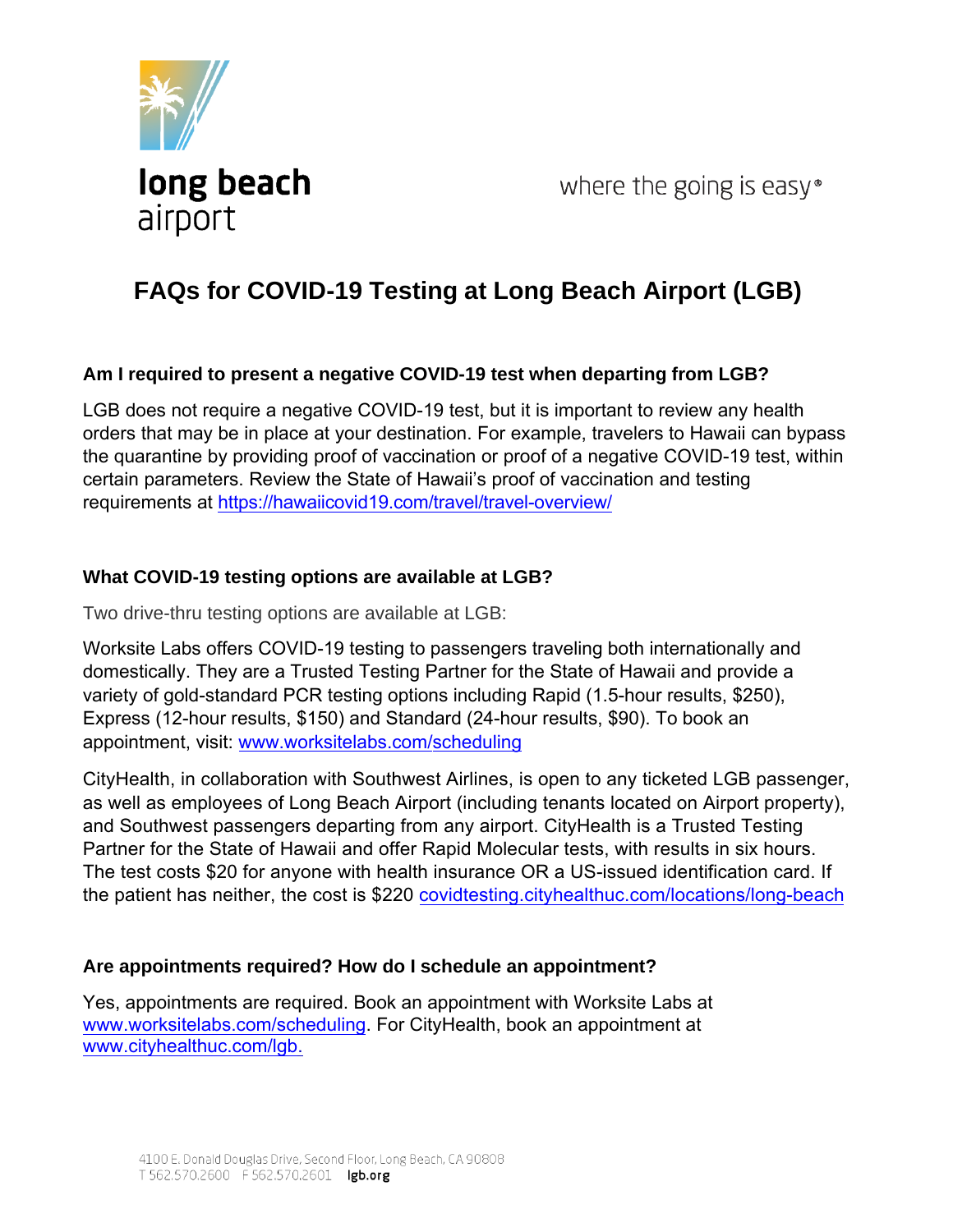long beach airport

where the going is easy®

# FAQs for COVID-19 Testing at Long Beach Airport (LGB)

**Am I required to present a negative COVID-19 test when departing from LGB?**

LGB does not require a negative COVID-19 test, but it is important to review any health orders that may be in place at your destination. For example, travelers to Hawaii can bypass the quarantine by providing proof of vaccination or proof of a negative COVID-19 test, within certain parameters. Review the State of Hawaii's proof of vaccination and testing requirements at https://hawaiicovid19.com/travel/travel-overview/

**What COVID-19 testing options are available at LGB?**

Two drive-thru testing options are available at LGB:

Worksite Labs offers COVID-19 testing to passengers traveling both internationally and domestically. They are a Trusted Testing Partner for the State of Hawaii and provide a variety of gold-standard PCR testing options including Rapid (1.5-hour results, $250), Express (12-hour results, $150) and Standard (24-hour results, $90). To book an appointment, visit: www.worksitelabs.com/scheduling

CityHealth, in collaboration with Southwest Airlines, is open to any ticketed LGB passenger, as well as employees of Long Beach Airport (including tenants located on Airport property), and Southwest passengers departing from any airport. CityHealth is a Trusted Testing Partner for the State of Hawaii and offer Rapid Molecular tests, with results in six hours. The test costs $20 for anyone with health insurance OR a US-issued identification card. If the patient has neither, the cost is $220 covidtesting.cityhealthuc.com/locations/long-beach

**Are appointments required? How do I schedule an appointment?**

Yes, appointments are required. Book an appointment with Worksite Labs at www.worksitelabs.com/scheduling. For CityHealth, book an appointment at www.cityhealthuc.com/lgb.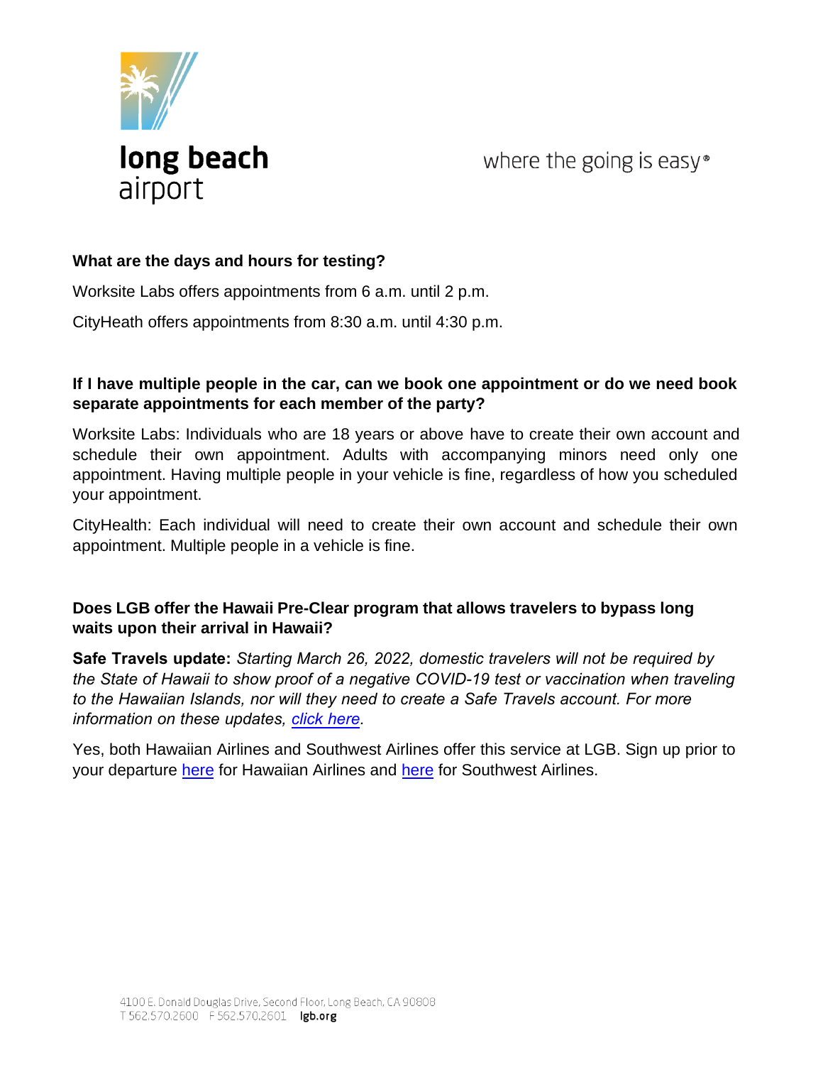**What are the days and hours for testing?**

Worksite Labs offers appointments from 6 a.m. until 2 p.m.

CityHeath offers appointments from 8:30 a.m. until 4:30 p.m.

**If I have multiple people in the car, can we book one appointment or do we need book separate appointments for each member of the party?**

Worksite Labs: Individuals who are 18 years or above have to create their own account and schedule their own appointment. Adults with accompanying minors need only one appointment. Having multiple people in your vehicle is fine, regardless of how you scheduled your appointment.

CityHealth: Each individual will need to create their own account and schedule their own appointment. Multiple people in a vehicle is fine.

**Does LGB offer the Hawaii Pre-Clear program that allows travelers to bypass long waits upon their arrival in Hawaii?**

**Safe Travels update:** *Starting March 26, 2022, domestic travelers will not be required by the State of Hawaii to show proof of a negative COVID-19 test or vaccination when traveling to the Hawaiian Islands, nor will they need to create a Safe Travels account. For more information on these updates, click here.*

Yes, both Hawaiian Airlines and Southwest Airlines offer this service at LGB. Sign up prior to your departure here for Hawaiian Airlines and here for Southwest Airlines.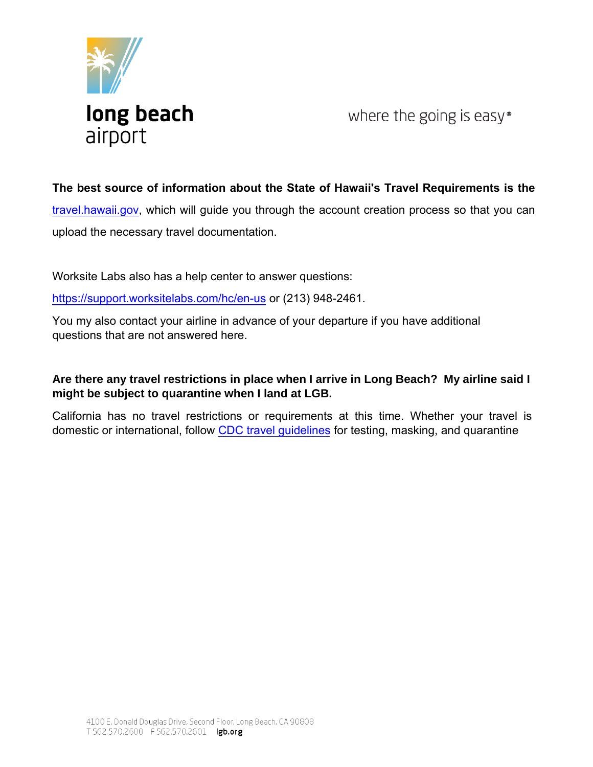**The best source of information about the State of Hawaii's Travel Requirements is the** travel.hawaii.gov, which will guide you through the account creation process so that you can upload the necessary travel documentation.

Worksite Labs also has a help center to answer questions:

https://support.worksitelabs.com/hc/en-us or (213) 948-2461.

You my also contact your airline in advance of your departure if you have additional questions that are not answered here.

**Are there any travel restrictions in place when I arrive in Long Beach? My airline said I might be subject to quarantine when I land at LGB.**

California has no travel restrictions or requirements at this time. Whether your travel is domestic or international, follow CDC travel guidelines for testing, masking, and quarantine